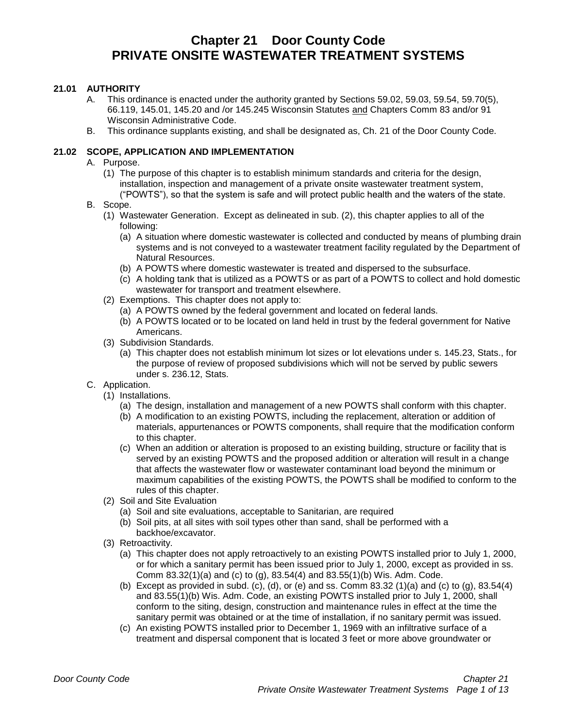# Chapter 21 Door County Code
# PRIVATE ONSITE WASTEWATER TREATMENT SYSTEMS

## 21.01 AUTHORITY

A. This ordinance is enacted under the authority granted by Sections 59.02, 59.03, 59.54, 59.70(5), 66.119, 145.01, 145.20 and /or 145.245 Wisconsin Statutes and Chapters Comm 83 and/or 91 Wisconsin Administrative Code.

B. This ordinance supplants existing, and shall be designated as, Ch. 21 of the Door County Code.

## 21.02 SCOPE, APPLICATION AND IMPLEMENTATION

A. Purpose.

(1) The purpose of this chapter is to establish minimum standards and criteria for the design, installation, inspection and management of a private onsite wastewater treatment system, ("POWTS"), so that the system is safe and will protect public health and the waters of the state.

B. Scope.

(1) Wastewater Generation. Except as delineated in sub. (2), this chapter applies to all of the following:

(a) A situation where domestic wastewater is collected and conducted by means of plumbing drain systems and is not conveyed to a wastewater treatment facility regulated by the Department of Natural Resources.

(b) A POWTS where domestic wastewater is treated and dispersed to the subsurface.

(c) A holding tank that is utilized as a POWTS or as part of a POWTS to collect and hold domestic wastewater for transport and treatment elsewhere.

(2) Exemptions. This chapter does not apply to:

(a) A POWTS owned by the federal government and located on federal lands.

(b) A POWTS located or to be located on land held in trust by the federal government for Native Americans.

(3) Subdivision Standards.

(a) This chapter does not establish minimum lot sizes or lot elevations under s. 145.23, Stats., for the purpose of review of proposed subdivisions which will not be served by public sewers under s. 236.12, Stats.

C. Application.

(1) Installations.

(a) The design, installation and management of a new POWTS shall conform with this chapter.

(b) A modification to an existing POWTS, including the replacement, alteration or addition of materials, appurtenances or POWTS components, shall require that the modification conform to this chapter.

(c) When an addition or alteration is proposed to an existing building, structure or facility that is served by an existing POWTS and the proposed addition or alteration will result in a change that affects the wastewater flow or wastewater contaminant load beyond the minimum or maximum capabilities of the existing POWTS, the POWTS shall be modified to conform to the rules of this chapter.

(2) Soil and Site Evaluation

(a) Soil and site evaluations, acceptable to Sanitarian, are required

(b) Soil pits, at all sites with soil types other than sand, shall be performed with a backhoe/excavator.

(3) Retroactivity.

(a) This chapter does not apply retroactively to an existing POWTS installed prior to July 1, 2000, or for which a sanitary permit has been issued prior to July 1, 2000, except as provided in ss. Comm 83.32(1)(a) and (c) to (g), 83.54(4) and 83.55(1)(b) Wis. Adm. Code.

(b) Except as provided in subd. (c), (d), or (e) and ss. Comm 83.32 (1)(a) and (c) to (g), 83.54(4) and 83.55(1)(b) Wis. Adm. Code, an existing POWTS installed prior to July 1, 2000, shall conform to the siting, design, construction and maintenance rules in effect at the time the sanitary permit was obtained or at the time of installation, if no sanitary permit was issued.

(c) An existing POWTS installed prior to December 1, 1969 with an infiltrative surface of a treatment and dispersal component that is located 3 feet or more above groundwater or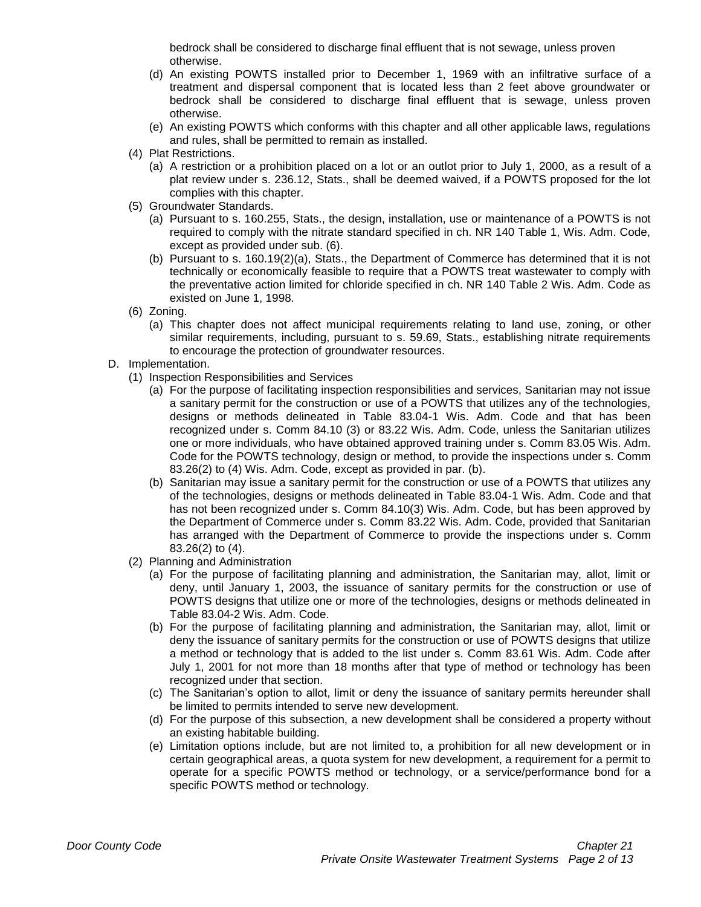bedrock shall be considered to discharge final effluent that is not sewage, unless proven otherwise.

(d) An existing POWTS installed prior to December 1, 1969 with an infiltrative surface of a treatment and dispersal component that is located less than 2 feet above groundwater or bedrock shall be considered to discharge final effluent that is sewage, unless proven otherwise.

(e) An existing POWTS which conforms with this chapter and all other applicable laws, regulations and rules, shall be permitted to remain as installed.

(4) Plat Restrictions.

(a) A restriction or a prohibition placed on a lot or an outlot prior to July 1, 2000, as a result of a plat review under s. 236.12, Stats., shall be deemed waived, if a POWTS proposed for the lot complies with this chapter.

(5) Groundwater Standards.

(a) Pursuant to s. 160.255, Stats., the design, installation, use or maintenance of a POWTS is not required to comply with the nitrate standard specified in ch. NR 140 Table 1, Wis. Adm. Code, except as provided under sub. (6).

(b) Pursuant to s. 160.19(2)(a), Stats., the Department of Commerce has determined that it is not technically or economically feasible to require that a POWTS treat wastewater to comply with the preventative action limited for chloride specified in ch. NR 140 Table 2 Wis. Adm. Code as existed on June 1, 1998.

(6) Zoning.

(a) This chapter does not affect municipal requirements relating to land use, zoning, or other similar requirements, including, pursuant to s. 59.69, Stats., establishing nitrate requirements to encourage the protection of groundwater resources.

D. Implementation.

(1) Inspection Responsibilities and Services

(a) For the purpose of facilitating inspection responsibilities and services, Sanitarian may not issue a sanitary permit for the construction or use of a POWTS that utilizes any of the technologies, designs or methods delineated in Table 83.04-1 Wis. Adm. Code and that has been recognized under s. Comm 84.10 (3) or 83.22 Wis. Adm. Code, unless the Sanitarian utilizes one or more individuals, who have obtained approved training under s. Comm 83.05 Wis. Adm. Code for the POWTS technology, design or method, to provide the inspections under s. Comm 83.26(2) to (4) Wis. Adm. Code, except as provided in par. (b).

(b) Sanitarian may issue a sanitary permit for the construction or use of a POWTS that utilizes any of the technologies, designs or methods delineated in Table 83.04-1 Wis. Adm. Code and that has not been recognized under s. Comm 84.10(3) Wis. Adm. Code, but has been approved by the Department of Commerce under s. Comm 83.22 Wis. Adm. Code, provided that Sanitarian has arranged with the Department of Commerce to provide the inspections under s. Comm 83.26(2) to (4).

(2) Planning and Administration

(a) For the purpose of facilitating planning and administration, the Sanitarian may, allot, limit or deny, until January 1, 2003, the issuance of sanitary permits for the construction or use of POWTS designs that utilize one or more of the technologies, designs or methods delineated in Table 83.04-2 Wis. Adm. Code.

(b) For the purpose of facilitating planning and administration, the Sanitarian may, allot, limit or deny the issuance of sanitary permits for the construction or use of POWTS designs that utilize a method or technology that is added to the list under s. Comm 83.61 Wis. Adm. Code after July 1, 2001 for not more than 18 months after that type of method or technology has been recognized under that section.

(c) The Sanitarian's option to allot, limit or deny the issuance of sanitary permits hereunder shall be limited to permits intended to serve new development.

(d) For the purpose of this subsection, a new development shall be considered a property without an existing habitable building.

(e) Limitation options include, but are not limited to, a prohibition for all new development or in certain geographical areas, a quota system for new development, a requirement for a permit to operate for a specific POWTS method or technology, or a service/performance bond for a specific POWTS method or technology.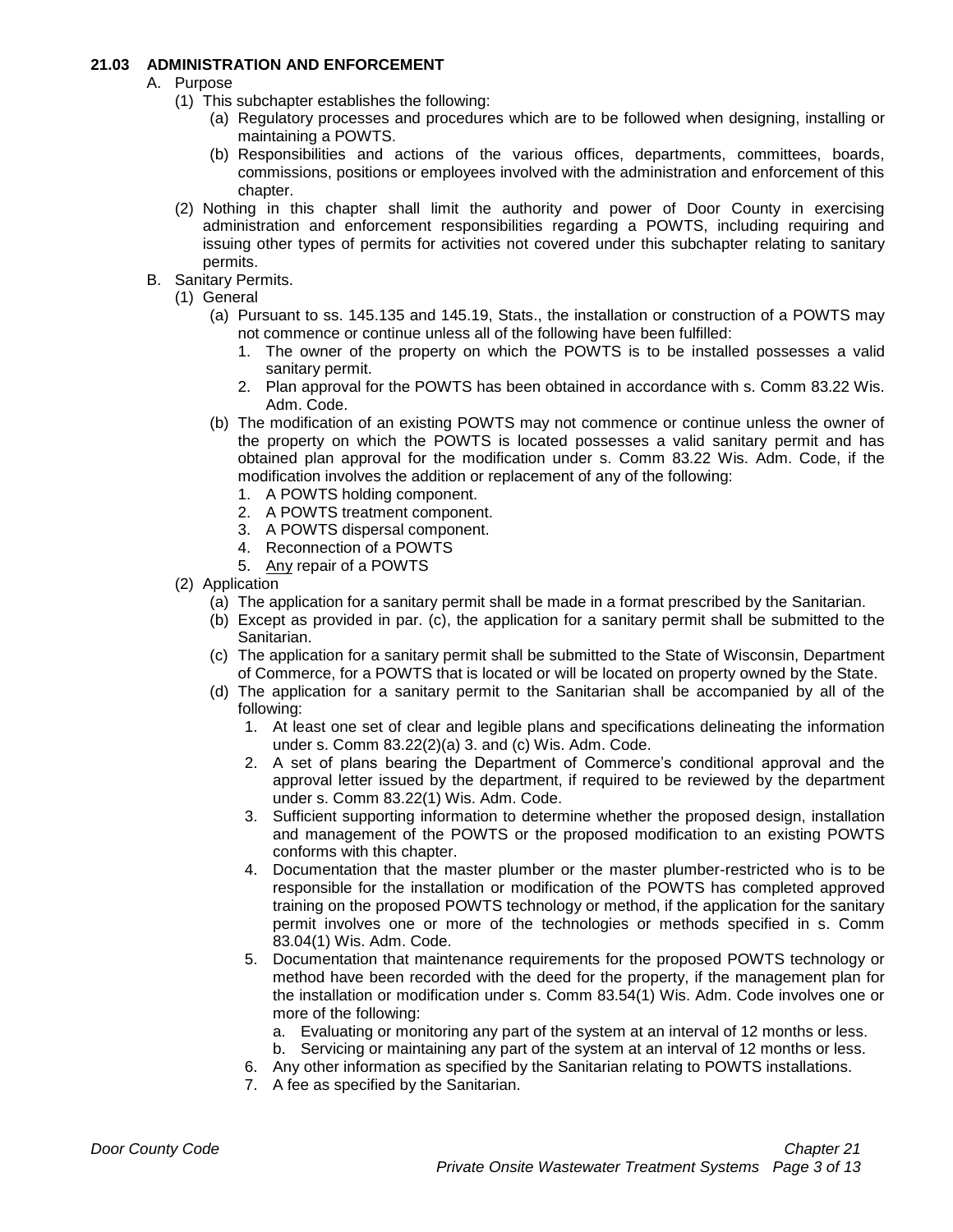### 21.03 ADMINISTRATION AND ENFORCEMENT

A. Purpose

(1) This subchapter establishes the following:

(a) Regulatory processes and procedures which are to be followed when designing, installing or maintaining a POWTS.

(b) Responsibilities and actions of the various offices, departments, committees, boards, commissions, positions or employees involved with the administration and enforcement of this chapter.

(2) Nothing in this chapter shall limit the authority and power of Door County in exercising administration and enforcement responsibilities regarding a POWTS, including requiring and issuing other types of permits for activities not covered under this subchapter relating to sanitary permits.

B. Sanitary Permits.

(1) General

(a) Pursuant to ss. 145.135 and 145.19, Stats., the installation or construction of a POWTS may not commence or continue unless all of the following have been fulfilled:

1. The owner of the property on which the POWTS is to be installed possesses a valid sanitary permit.
2. Plan approval for the POWTS has been obtained in accordance with s. Comm 83.22 Wis. Adm. Code.

(b) The modification of an existing POWTS may not commence or continue unless the owner of the property on which the POWTS is located possesses a valid sanitary permit and has obtained plan approval for the modification under s. Comm 83.22 Wis. Adm. Code, if the modification involves the addition or replacement of any of the following:

1. A POWTS holding component.
2. A POWTS treatment component.
3. A POWTS dispersal component.
4. Reconnection of a POWTS
5. <u>Any</u> repair of a POWTS

(2) Application

(a) The application for a sanitary permit shall be made in a format prescribed by the Sanitarian.

(b) Except as provided in par. (c), the application for a sanitary permit shall be submitted to the Sanitarian.

(c) The application for a sanitary permit shall be submitted to the State of Wisconsin, Department of Commerce, for a POWTS that is located or will be located on property owned by the State.

(d) The application for a sanitary permit to the Sanitarian shall be accompanied by all of the following:

1. At least one set of clear and legible plans and specifications delineating the information under s. Comm 83.22(2)(a) 3. and (c) Wis. Adm. Code.
2. A set of plans bearing the Department of Commerce's conditional approval and the approval letter issued by the department, if required to be reviewed by the department under s. Comm 83.22(1) Wis. Adm. Code.
3. Sufficient supporting information to determine whether the proposed design, installation and management of the POWTS or the proposed modification to an existing POWTS conforms with this chapter.
4. Documentation that the master plumber or the master plumber-restricted who is to be responsible for the installation or modification of the POWTS has completed approved training on the proposed POWTS technology or method, if the application for the sanitary permit involves one or more of the technologies or methods specified in s. Comm 83.04(1) Wis. Adm. Code.
5. Documentation that maintenance requirements for the proposed POWTS technology or method have been recorded with the deed for the property, if the management plan for the installation or modification under s. Comm 83.54(1) Wis. Adm. Code involves one or more of the following:
   a. Evaluating or monitoring any part of the system at an interval of 12 months or less.
   b. Servicing or maintaining any part of the system at an interval of 12 months or less.
6. Any other information as specified by the Sanitarian relating to POWTS installations.
7. A fee as specified by the Sanitarian.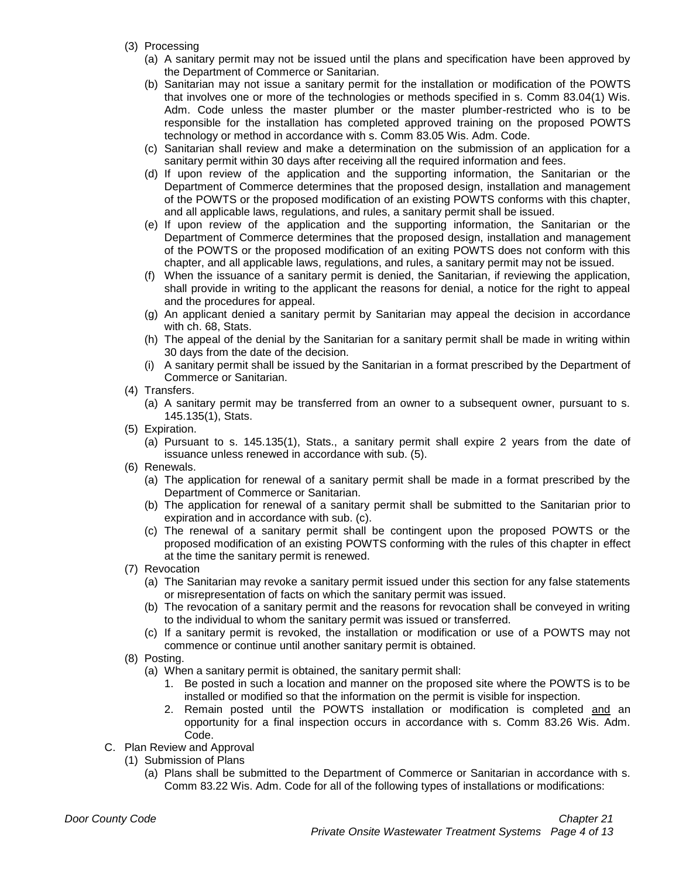(3) Processing

(a) A sanitary permit may not be issued until the plans and specification have been approved by the Department of Commerce or Sanitarian.

(b) Sanitarian may not issue a sanitary permit for the installation or modification of the POWTS that involves one or more of the technologies or methods specified in s. Comm 83.04(1) Wis. Adm. Code unless the master plumber or the master plumber-restricted who is to be responsible for the installation has completed approved training on the proposed POWTS technology or method in accordance with s. Comm 83.05 Wis. Adm. Code.

(c) Sanitarian shall review and make a determination on the submission of an application for a sanitary permit within 30 days after receiving all the required information and fees.

(d) If upon review of the application and the supporting information, the Sanitarian or the Department of Commerce determines that the proposed design, installation and management of the POWTS or the proposed modification of an existing POWTS conforms with this chapter, and all applicable laws, regulations, and rules, a sanitary permit shall be issued.

(e) If upon review of the application and the supporting information, the Sanitarian or the Department of Commerce determines that the proposed design, installation and management of the POWTS or the proposed modification of an exiting POWTS does not conform with this chapter, and all applicable laws, regulations, and rules, a sanitary permit may not be issued.

(f) When the issuance of a sanitary permit is denied, the Sanitarian, if reviewing the application, shall provide in writing to the applicant the reasons for denial, a notice for the right to appeal and the procedures for appeal.

(g) An applicant denied a sanitary permit by Sanitarian may appeal the decision in accordance with ch. 68, Stats.

(h) The appeal of the denial by the Sanitarian for a sanitary permit shall be made in writing within 30 days from the date of the decision.

(i) A sanitary permit shall be issued by the Sanitarian in a format prescribed by the Department of Commerce or Sanitarian.

(4) Transfers.

(a) A sanitary permit may be transferred from an owner to a subsequent owner, pursuant to s. 145.135(1), Stats.

(5) Expiration.

(a) Pursuant to s. 145.135(1), Stats., a sanitary permit shall expire 2 years from the date of issuance unless renewed in accordance with sub. (5).

(6) Renewals.

(a) The application for renewal of a sanitary permit shall be made in a format prescribed by the Department of Commerce or Sanitarian.

(b) The application for renewal of a sanitary permit shall be submitted to the Sanitarian prior to expiration and in accordance with sub. (c).

(c) The renewal of a sanitary permit shall be contingent upon the proposed POWTS or the proposed modification of an existing POWTS conforming with the rules of this chapter in effect at the time the sanitary permit is renewed.

(7) Revocation

(a) The Sanitarian may revoke a sanitary permit issued under this section for any false statements or misrepresentation of facts on which the sanitary permit was issued.

(b) The revocation of a sanitary permit and the reasons for revocation shall be conveyed in writing to the individual to whom the sanitary permit was issued or transferred.

(c) If a sanitary permit is revoked, the installation or modification or use of a POWTS may not commence or continue until another sanitary permit is obtained.

(8) Posting.

(a) When a sanitary permit is obtained, the sanitary permit shall:

1. Be posted in such a location and manner on the proposed site where the POWTS is to be installed or modified so that the information on the permit is visible for inspection.
2. Remain posted until the POWTS installation or modification is completed <u>and</u> an opportunity for a final inspection occurs in accordance with s. Comm 83.26 Wis. Adm. Code.

C. Plan Review and Approval

(1) Submission of Plans

(a) Plans shall be submitted to the Department of Commerce or Sanitarian in accordance with s. Comm 83.22 Wis. Adm. Code for all of the following types of installations or modifications: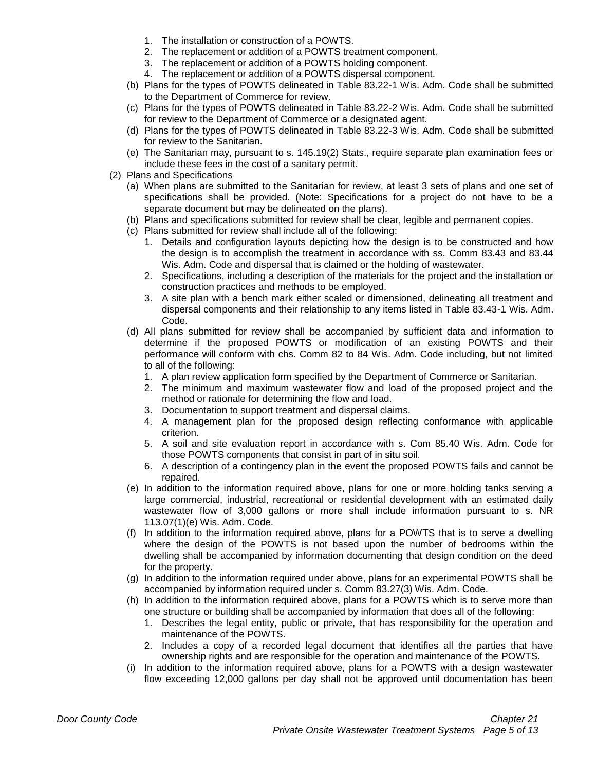1. The installation or construction of a POWTS.
2. The replacement or addition of a POWTS treatment component.
3. The replacement or addition of a POWTS holding component.
4. The replacement or addition of a POWTS dispersal component.

(b) Plans for the types of POWTS delineated in Table 83.22-1 Wis. Adm. Code shall be submitted to the Department of Commerce for review.

(c) Plans for the types of POWTS delineated in Table 83.22-2 Wis. Adm. Code shall be submitted for review to the Department of Commerce or a designated agent.

(d) Plans for the types of POWTS delineated in Table 83.22-3 Wis. Adm. Code shall be submitted for review to the Sanitarian.

(e) The Sanitarian may, pursuant to s. 145.19(2) Stats., require separate plan examination fees or include these fees in the cost of a sanitary permit.

(2) Plans and Specifications

(a) When plans are submitted to the Sanitarian for review, at least 3 sets of plans and one set of specifications shall be provided. (Note: Specifications for a project do not have to be a separate document but may be delineated on the plans).

(b) Plans and specifications submitted for review shall be clear, legible and permanent copies.

(c) Plans submitted for review shall include all of the following:

1. Details and configuration layouts depicting how the design is to be constructed and how the design is to accomplish the treatment in accordance with ss. Comm 83.43 and 83.44 Wis. Adm. Code and dispersal that is claimed or the holding of wastewater.
2. Specifications, including a description of the materials for the project and the installation or construction practices and methods to be employed.
3. A site plan with a bench mark either scaled or dimensioned, delineating all treatment and dispersal components and their relationship to any items listed in Table 83.43-1 Wis. Adm. Code.

(d) All plans submitted for review shall be accompanied by sufficient data and information to determine if the proposed POWTS or modification of an existing POWTS and their performance will conform with chs. Comm 82 to 84 Wis. Adm. Code including, but not limited to all of the following:

1. A plan review application form specified by the Department of Commerce or Sanitarian.
2. The minimum and maximum wastewater flow and load of the proposed project and the method or rationale for determining the flow and load.
3. Documentation to support treatment and dispersal claims.
4. A management plan for the proposed design reflecting conformance with applicable criterion.
5. A soil and site evaluation report in accordance with s. Com 85.40 Wis. Adm. Code for those POWTS components that consist in part of in situ soil.
6. A description of a contingency plan in the event the proposed POWTS fails and cannot be repaired.

(e) In addition to the information required above, plans for one or more holding tanks serving a large commercial, industrial, recreational or residential development with an estimated daily wastewater flow of 3,000 gallons or more shall include information pursuant to s. NR 113.07(1)(e) Wis. Adm. Code.

(f) In addition to the information required above, plans for a POWTS that is to serve a dwelling where the design of the POWTS is not based upon the number of bedrooms within the dwelling shall be accompanied by information documenting that design condition on the deed for the property.

(g) In addition to the information required under above, plans for an experimental POWTS shall be accompanied by information required under s. Comm 83.27(3) Wis. Adm. Code.

(h) In addition to the information required above, plans for a POWTS which is to serve more than one structure or building shall be accompanied by information that does all of the following:

1. Describes the legal entity, public or private, that has responsibility for the operation and maintenance of the POWTS.
2. Includes a copy of a recorded legal document that identifies all the parties that have ownership rights and are responsible for the operation and maintenance of the POWTS.

(i) In addition to the information required above, plans for a POWTS with a design wastewater flow exceeding 12,000 gallons per day shall not be approved until documentation has been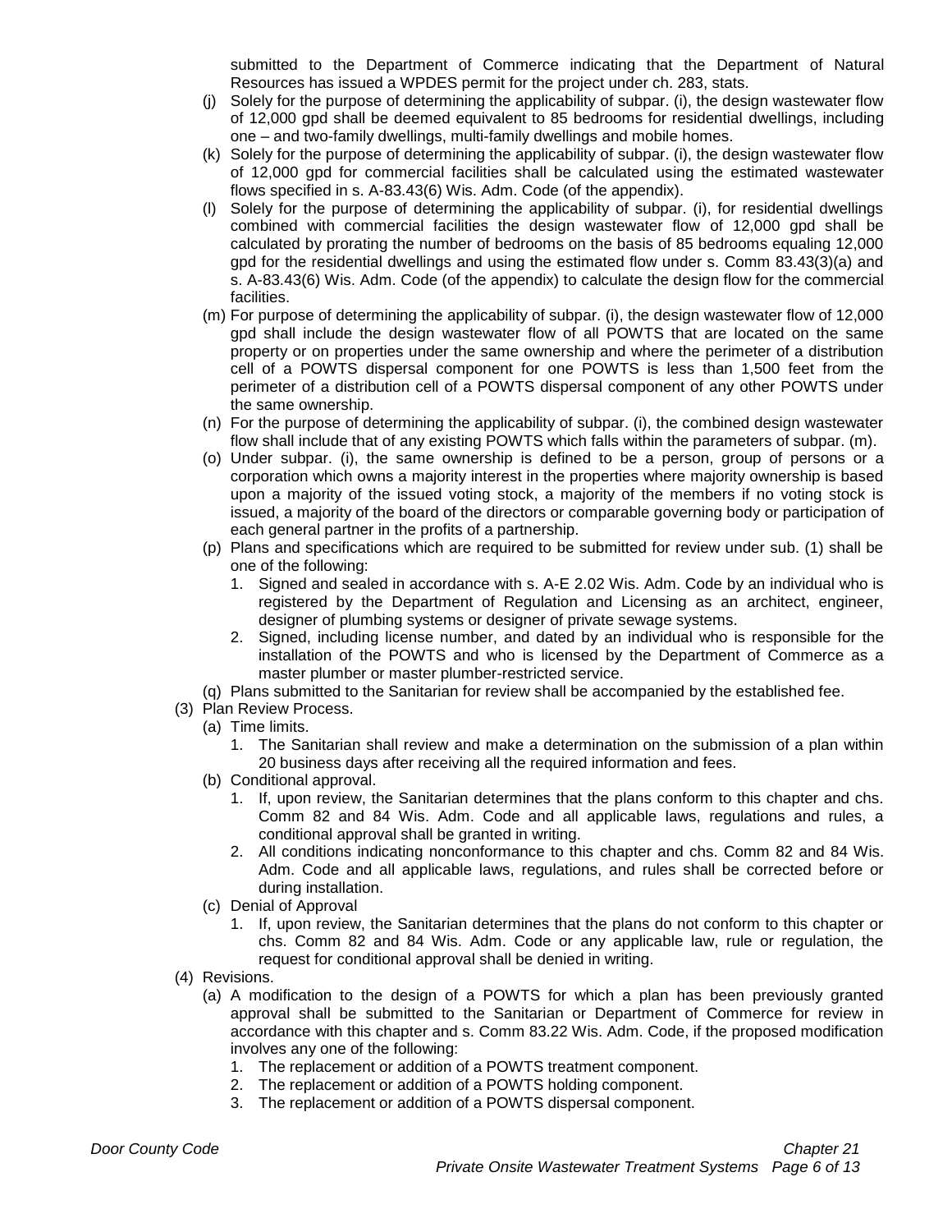submitted to the Department of Commerce indicating that the Department of Natural Resources has issued a WPDES permit for the project under ch. 283, stats.

(j) Solely for the purpose of determining the applicability of subpar. (i), the design wastewater flow of 12,000 gpd shall be deemed equivalent to 85 bedrooms for residential dwellings, including one – and two-family dwellings, multi-family dwellings and mobile homes.

(k) Solely for the purpose of determining the applicability of subpar. (i), the design wastewater flow of 12,000 gpd for commercial facilities shall be calculated using the estimated wastewater flows specified in s. A-83.43(6) Wis. Adm. Code (of the appendix).

(l) Solely for the purpose of determining the applicability of subpar. (i), for residential dwellings combined with commercial facilities the design wastewater flow of 12,000 gpd shall be calculated by prorating the number of bedrooms on the basis of 85 bedrooms equaling 12,000 gpd for the residential dwellings and using the estimated flow under s. Comm 83.43(3)(a) and s. A-83.43(6) Wis. Adm. Code (of the appendix) to calculate the design flow for the commercial facilities.

(m) For purpose of determining the applicability of subpar. (i), the design wastewater flow of 12,000 gpd shall include the design wastewater flow of all POWTS that are located on the same property or on properties under the same ownership and where the perimeter of a distribution cell of a POWTS dispersal component for one POWTS is less than 1,500 feet from the perimeter of a distribution cell of a POWTS dispersal component of any other POWTS under the same ownership.

(n) For the purpose of determining the applicability of subpar. (i), the combined design wastewater flow shall include that of any existing POWTS which falls within the parameters of subpar. (m).

(o) Under subpar. (i), the same ownership is defined to be a person, group of persons or a corporation which owns a majority interest in the properties where majority ownership is based upon a majority of the issued voting stock, a majority of the members if no voting stock is issued, a majority of the board of the directors or comparable governing body or participation of each general partner in the profits of a partnership.

(p) Plans and specifications which are required to be submitted for review under sub. (1) shall be one of the following:
   1. Signed and sealed in accordance with s. A-E 2.02 Wis. Adm. Code by an individual who is registered by the Department of Regulation and Licensing as an architect, engineer, designer of plumbing systems or designer of private sewage systems.
   2. Signed, including license number, and dated by an individual who is responsible for the installation of the POWTS and who is licensed by the Department of Commerce as a master plumber or master plumber-restricted service.

(q) Plans submitted to the Sanitarian for review shall be accompanied by the established fee.

(3) Plan Review Process.

(a) Time limits.
   1. The Sanitarian shall review and make a determination on the submission of a plan within 20 business days after receiving all the required information and fees.

(b) Conditional approval.
   1. If, upon review, the Sanitarian determines that the plans conform to this chapter and chs. Comm 82 and 84 Wis. Adm. Code and all applicable laws, regulations and rules, a conditional approval shall be granted in writing.
   2. All conditions indicating nonconformance to this chapter and chs. Comm 82 and 84 Wis. Adm. Code and all applicable laws, regulations, and rules shall be corrected before or during installation.

(c) Denial of Approval
   1. If, upon review, the Sanitarian determines that the plans do not conform to this chapter or chs. Comm 82 and 84 Wis. Adm. Code or any applicable law, rule or regulation, the request for conditional approval shall be denied in writing.

(4) Revisions.

(a) A modification to the design of a POWTS for which a plan has been previously granted approval shall be submitted to the Sanitarian or Department of Commerce for review in accordance with this chapter and s. Comm 83.22 Wis. Adm. Code, if the proposed modification involves any one of the following:
   1. The replacement or addition of a POWTS treatment component.
   2. The replacement or addition of a POWTS holding component.
   3. The replacement or addition of a POWTS dispersal component.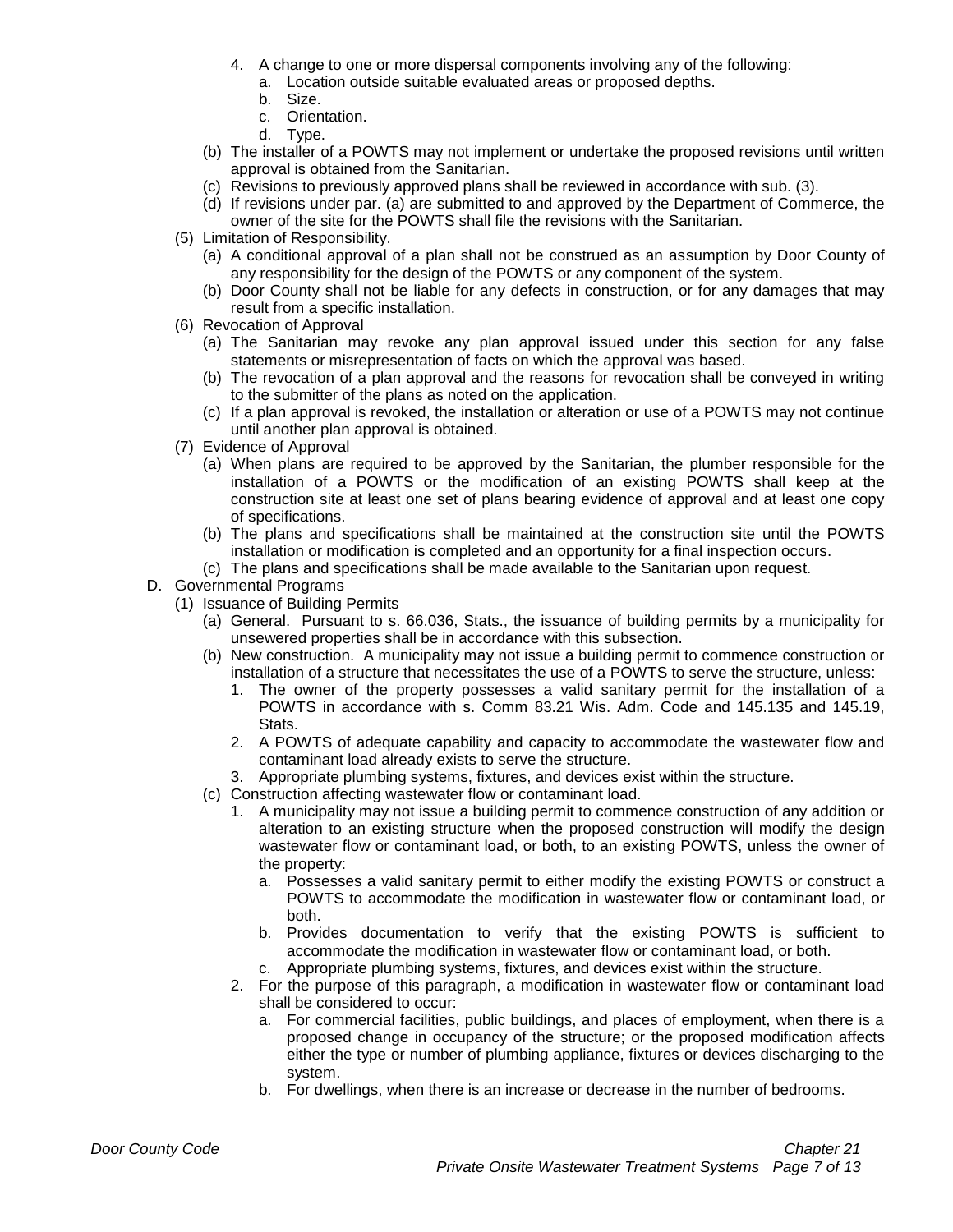4. A change to one or more dispersal components involving any of the following:
   a. Location outside suitable evaluated areas or proposed depths.
   b. Size.
   c. Orientation.
   d. Type.

(b) The installer of a POWTS may not implement or undertake the proposed revisions until written approval is obtained from the Sanitarian.

(c) Revisions to previously approved plans shall be reviewed in accordance with sub. (3).

(d) If revisions under par. (a) are submitted to and approved by the Department of Commerce, the owner of the site for the POWTS shall file the revisions with the Sanitarian.

(5) Limitation of Responsibility.

(a) A conditional approval of a plan shall not be construed as an assumption by Door County of any responsibility for the design of the POWTS or any component of the system.

(b) Door County shall not be liable for any defects in construction, or for any damages that may result from a specific installation.

(6) Revocation of Approval

(a) The Sanitarian may revoke any plan approval issued under this section for any false statements or misrepresentation of facts on which the approval was based.

(b) The revocation of a plan approval and the reasons for revocation shall be conveyed in writing to the submitter of the plans as noted on the application.

(c) If a plan approval is revoked, the installation or alteration or use of a POWTS may not continue until another plan approval is obtained.

(7) Evidence of Approval

(a) When plans are required to be approved by the Sanitarian, the plumber responsible for the installation of a POWTS or the modification of an existing POWTS shall keep at the construction site at least one set of plans bearing evidence of approval and at least one copy of specifications.

(b) The plans and specifications shall be maintained at the construction site until the POWTS installation or modification is completed and an opportunity for a final inspection occurs.

(c) The plans and specifications shall be made available to the Sanitarian upon request.

D. Governmental Programs

(1) Issuance of Building Permits

(a) General. Pursuant to s. 66.036, Stats., the issuance of building permits by a municipality for unsewered properties shall be in accordance with this subsection.

(b) New construction. A municipality may not issue a building permit to commence construction or installation of a structure that necessitates the use of a POWTS to serve the structure, unless:

1. The owner of the property possesses a valid sanitary permit for the installation of a POWTS in accordance with s. Comm 83.21 Wis. Adm. Code and 145.135 and 145.19, Stats.
2. A POWTS of adequate capability and capacity to accommodate the wastewater flow and contaminant load already exists to serve the structure.
3. Appropriate plumbing systems, fixtures, and devices exist within the structure.

(c) Construction affecting wastewater flow or contaminant load.

1. A municipality may not issue a building permit to commence construction of any addition or alteration to an existing structure when the proposed construction will modify the design wastewater flow or contaminant load, or both, to an existing POWTS, unless the owner of the property:
   a. Possesses a valid sanitary permit to either modify the existing POWTS or construct a POWTS to accommodate the modification in wastewater flow or contaminant load, or both.
   b. Provides documentation to verify that the existing POWTS is sufficient to accommodate the modification in wastewater flow or contaminant load, or both.
   c. Appropriate plumbing systems, fixtures, and devices exist within the structure.
2. For the purpose of this paragraph, a modification in wastewater flow or contaminant load shall be considered to occur:
   a. For commercial facilities, public buildings, and places of employment, when there is a proposed change in occupancy of the structure; or the proposed modification affects either the type or number of plumbing appliance, fixtures or devices discharging to the system.
   b. For dwellings, when there is an increase or decrease in the number of bedrooms.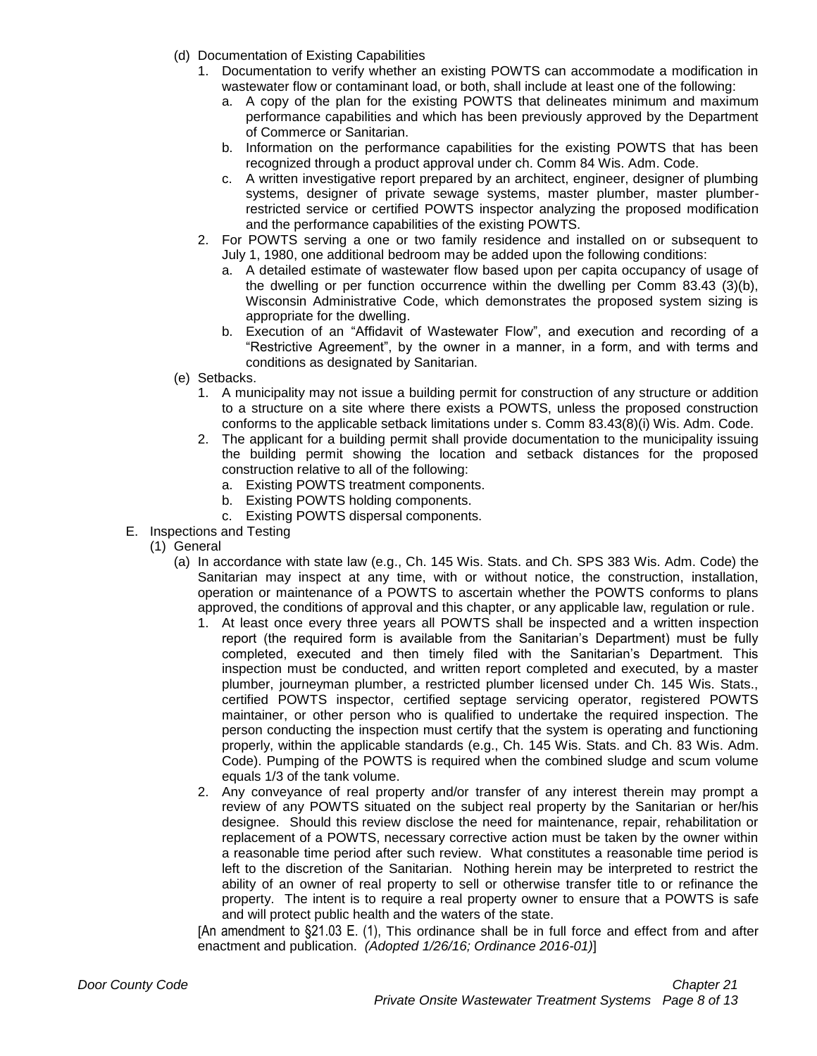(d) Documentation of Existing Capabilities

1. Documentation to verify whether an existing POWTS can accommodate a modification in wastewater flow or contaminant load, or both, shall include at least one of the following:
    a. A copy of the plan for the existing POWTS that delineates minimum and maximum performance capabilities and which has been previously approved by the Department of Commerce or Sanitarian.
    b. Information on the performance capabilities for the existing POWTS that has been recognized through a product approval under ch. Comm 84 Wis. Adm. Code.
    c. A written investigative report prepared by an architect, engineer, designer of plumbing systems, designer of private sewage systems, master plumber, master plumber-restricted service or certified POWTS inspector analyzing the proposed modification and the performance capabilities of the existing POWTS.
2. For POWTS serving a one or two family residence and installed on or subsequent to July 1, 1980, one additional bedroom may be added upon the following conditions:
    a. A detailed estimate of wastewater flow based upon per capita occupancy of usage of the dwelling or per function occurrence within the dwelling per Comm 83.43 (3)(b), Wisconsin Administrative Code, which demonstrates the proposed system sizing is appropriate for the dwelling.
    b. Execution of an "Affidavit of Wastewater Flow", and execution and recording of a "Restrictive Agreement", by the owner in a manner, in a form, and with terms and conditions as designated by Sanitarian.

(e) Setbacks.

1. A municipality may not issue a building permit for construction of any structure or addition to a structure on a site where there exists a POWTS, unless the proposed construction conforms to the applicable setback limitations under s. Comm 83.43(8)(i) Wis. Adm. Code.
2. The applicant for a building permit shall provide documentation to the municipality issuing the building permit showing the location and setback distances for the proposed construction relative to all of the following:
    a. Existing POWTS treatment components.
    b. Existing POWTS holding components.
    c. Existing POWTS dispersal components.

E. Inspections and Testing

(1) General

(a) In accordance with state law (e.g., Ch. 145 Wis. Stats. and Ch. SPS 383 Wis. Adm. Code) the Sanitarian may inspect at any time, with or without notice, the construction, installation, operation or maintenance of a POWTS to ascertain whether the POWTS conforms to plans approved, the conditions of approval and this chapter, or any applicable law, regulation or rule.

1. At least once every three years all POWTS shall be inspected and a written inspection report (the required form is available from the Sanitarian's Department) must be fully completed, executed and then timely filed with the Sanitarian's Department. This inspection must be conducted, and written report completed and executed, by a master plumber, journeyman plumber, a restricted plumber licensed under Ch. 145 Wis. Stats., certified POWTS inspector, certified septage servicing operator, registered POWTS maintainer, or other person who is qualified to undertake the required inspection. The person conducting the inspection must certify that the system is operating and functioning properly, within the applicable standards (e.g., Ch. 145 Wis. Stats. and Ch. 83 Wis. Adm. Code). Pumping of the POWTS is required when the combined sludge and scum volume equals 1/3 of the tank volume.
2. Any conveyance of real property and/or transfer of any interest therein may prompt a review of any POWTS situated on the subject real property by the Sanitarian or her/his designee. Should this review disclose the need for maintenance, repair, rehabilitation or replacement of a POWTS, necessary corrective action must be taken by the owner within a reasonable time period after such review. What constitutes a reasonable time period is left to the discretion of the Sanitarian. Nothing herein may be interpreted to restrict the ability of an owner of real property to sell or otherwise transfer title to or refinance the property. The intent is to require a real property owner to ensure that a POWTS is safe and will protect public health and the waters of the state.

[An amendment to §21.03 E. (1), This ordinance shall be in full force and effect from and after enactment and publication. *(Adopted 1/26/16; Ordinance 2016-01)*]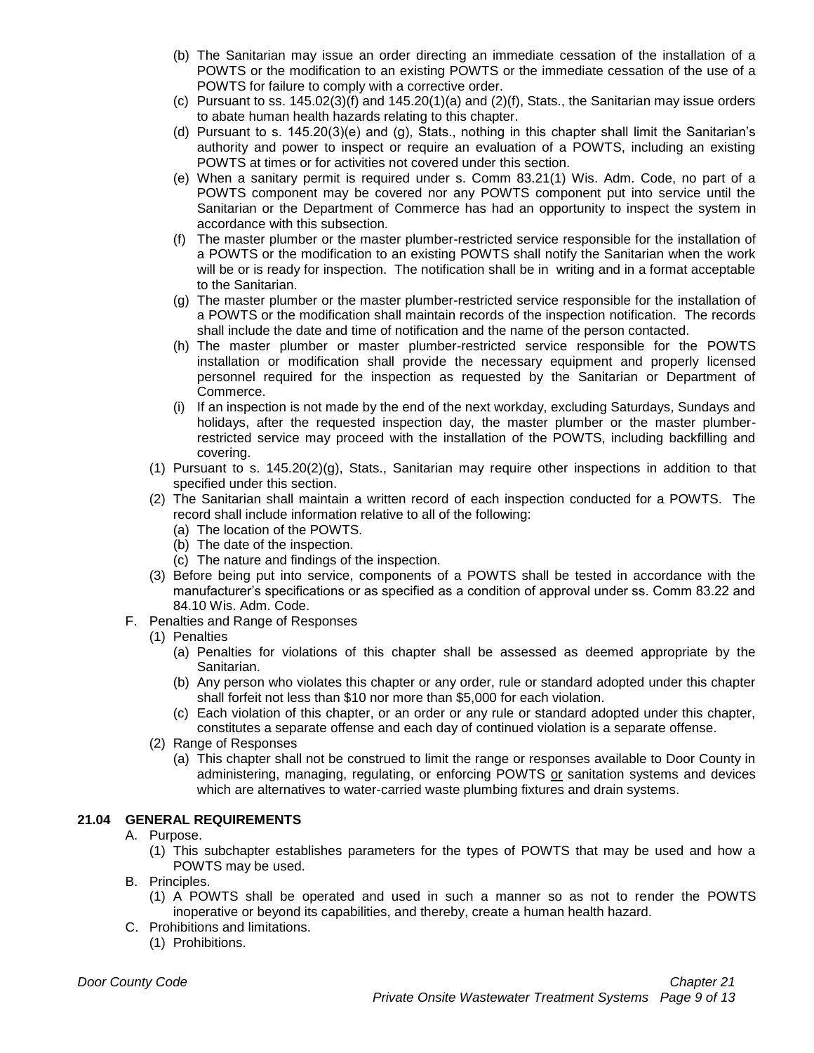(b) The Sanitarian may issue an order directing an immediate cessation of the installation of a POWTS or the modification to an existing POWTS or the immediate cessation of the use of a POWTS for failure to comply with a corrective order.

(c) Pursuant to ss. 145.02(3)(f) and 145.20(1)(a) and (2)(f), Stats., the Sanitarian may issue orders to abate human health hazards relating to this chapter.

(d) Pursuant to s. 145.20(3)(e) and (g), Stats., nothing in this chapter shall limit the Sanitarian's authority and power to inspect or require an evaluation of a POWTS, including an existing POWTS at times or for activities not covered under this section.

(e) When a sanitary permit is required under s. Comm 83.21(1) Wis. Adm. Code, no part of a POWTS component may be covered nor any POWTS component put into service until the Sanitarian or the Department of Commerce has had an opportunity to inspect the system in accordance with this subsection.

(f) The master plumber or the master plumber-restricted service responsible for the installation of a POWTS or the modification to an existing POWTS shall notify the Sanitarian when the work will be or is ready for inspection. The notification shall be in writing and in a format acceptable to the Sanitarian.

(g) The master plumber or the master plumber-restricted service responsible for the installation of a POWTS or the modification shall maintain records of the inspection notification. The records shall include the date and time of notification and the name of the person contacted.

(h) The master plumber or master plumber-restricted service responsible for the POWTS installation or modification shall provide the necessary equipment and properly licensed personnel required for the inspection as requested by the Sanitarian or Department of Commerce.

(i) If an inspection is not made by the end of the next workday, excluding Saturdays, Sundays and holidays, after the requested inspection day, the master plumber or the master plumber-restricted service may proceed with the installation of the POWTS, including backfilling and covering.

(1) Pursuant to s. 145.20(2)(g), Stats., Sanitarian may require other inspections in addition to that specified under this section.

(2) The Sanitarian shall maintain a written record of each inspection conducted for a POWTS. The record shall include information relative to all of the following:
   (a) The location of the POWTS.
   (b) The date of the inspection.
   (c) The nature and findings of the inspection.

(3) Before being put into service, components of a POWTS shall be tested in accordance with the manufacturer's specifications or as specified as a condition of approval under ss. Comm 83.22 and 84.10 Wis. Adm. Code.

F. Penalties and Range of Responses
   (1) Penalties
      (a) Penalties for violations of this chapter shall be assessed as deemed appropriate by the Sanitarian.
      (b) Any person who violates this chapter or any order, rule or standard adopted under this chapter shall forfeit not less than $10 nor more than $5,000 for each violation.
      (c) Each violation of this chapter, or an order or any rule or standard adopted under this chapter, constitutes a separate offense and each day of continued violation is a separate offense.
   (2) Range of Responses
      (a) This chapter shall not be construed to limit the range or responses available to Door County in administering, managing, regulating, or enforcing POWTS <u>or</u> sanitation systems and devices which are alternatives to water-carried waste plumbing fixtures and drain systems.

## 21.04 GENERAL REQUIREMENTS

A. Purpose.
   (1) This subchapter establishes parameters for the types of POWTS that may be used and how a POWTS may be used.

B. Principles.
   (1) A POWTS shall be operated and used in such a manner so as not to render the POWTS inoperative or beyond its capabilities, and thereby, create a human health hazard.

C. Prohibitions and limitations.
   (1) Prohibitions.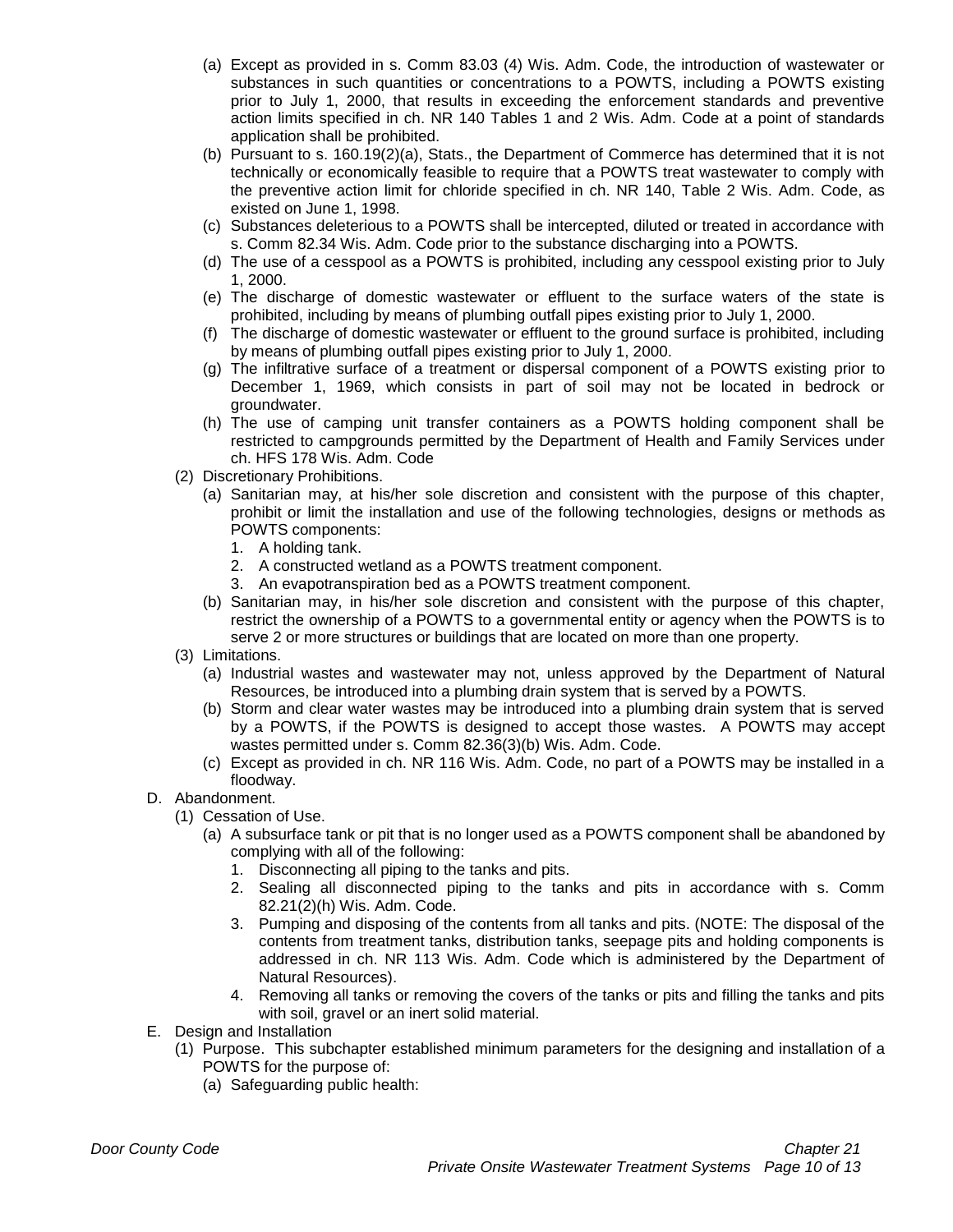(a) Except as provided in s. Comm 83.03 (4) Wis. Adm. Code, the introduction of wastewater or substances in such quantities or concentrations to a POWTS, including a POWTS existing prior to July 1, 2000, that results in exceeding the enforcement standards and preventive action limits specified in ch. NR 140 Tables 1 and 2 Wis. Adm. Code at a point of standards application shall be prohibited.

(b) Pursuant to s. 160.19(2)(a), Stats., the Department of Commerce has determined that it is not technically or economically feasible to require that a POWTS treat wastewater to comply with the preventive action limit for chloride specified in ch. NR 140, Table 2 Wis. Adm. Code, as existed on June 1, 1998.

(c) Substances deleterious to a POWTS shall be intercepted, diluted or treated in accordance with s. Comm 82.34 Wis. Adm. Code prior to the substance discharging into a POWTS.

(d) The use of a cesspool as a POWTS is prohibited, including any cesspool existing prior to July 1, 2000.

(e) The discharge of domestic wastewater or effluent to the surface waters of the state is prohibited, including by means of plumbing outfall pipes existing prior to July 1, 2000.

(f) The discharge of domestic wastewater or effluent to the ground surface is prohibited, including by means of plumbing outfall pipes existing prior to July 1, 2000.

(g) The infiltrative surface of a treatment or dispersal component of a POWTS existing prior to December 1, 1969, which consists in part of soil may not be located in bedrock or groundwater.

(h) The use of camping unit transfer containers as a POWTS holding component shall be restricted to campgrounds permitted by the Department of Health and Family Services under ch. HFS 178 Wis. Adm. Code

(2) Discretionary Prohibitions.

(a) Sanitarian may, at his/her sole discretion and consistent with the purpose of this chapter, prohibit or limit the installation and use of the following technologies, designs or methods as POWTS components:

1. A holding tank.
2. A constructed wetland as a POWTS treatment component.
3. An evapotranspiration bed as a POWTS treatment component.

(b) Sanitarian may, in his/her sole discretion and consistent with the purpose of this chapter, restrict the ownership of a POWTS to a governmental entity or agency when the POWTS is to serve 2 or more structures or buildings that are located on more than one property.

(3) Limitations.

(a) Industrial wastes and wastewater may not, unless approved by the Department of Natural Resources, be introduced into a plumbing drain system that is served by a POWTS.

(b) Storm and clear water wastes may be introduced into a plumbing drain system that is served by a POWTS, if the POWTS is designed to accept those wastes. A POWTS may accept wastes permitted under s. Comm 82.36(3)(b) Wis. Adm. Code.

(c) Except as provided in ch. NR 116 Wis. Adm. Code, no part of a POWTS may be installed in a floodway.

D. Abandonment.

(1) Cessation of Use.

(a) A subsurface tank or pit that is no longer used as a POWTS component shall be abandoned by complying with all of the following:

1. Disconnecting all piping to the tanks and pits.
2. Sealing all disconnected piping to the tanks and pits in accordance with s. Comm 82.21(2)(h) Wis. Adm. Code.
3. Pumping and disposing of the contents from all tanks and pits. (NOTE: The disposal of the contents from treatment tanks, distribution tanks, seepage pits and holding components is addressed in ch. NR 113 Wis. Adm. Code which is administered by the Department of Natural Resources).
4. Removing all tanks or removing the covers of the tanks or pits and filling the tanks and pits with soil, gravel or an inert solid material.

E. Design and Installation

(1) Purpose. This subchapter established minimum parameters for the designing and installation of a POWTS for the purpose of:

(a) Safeguarding public health: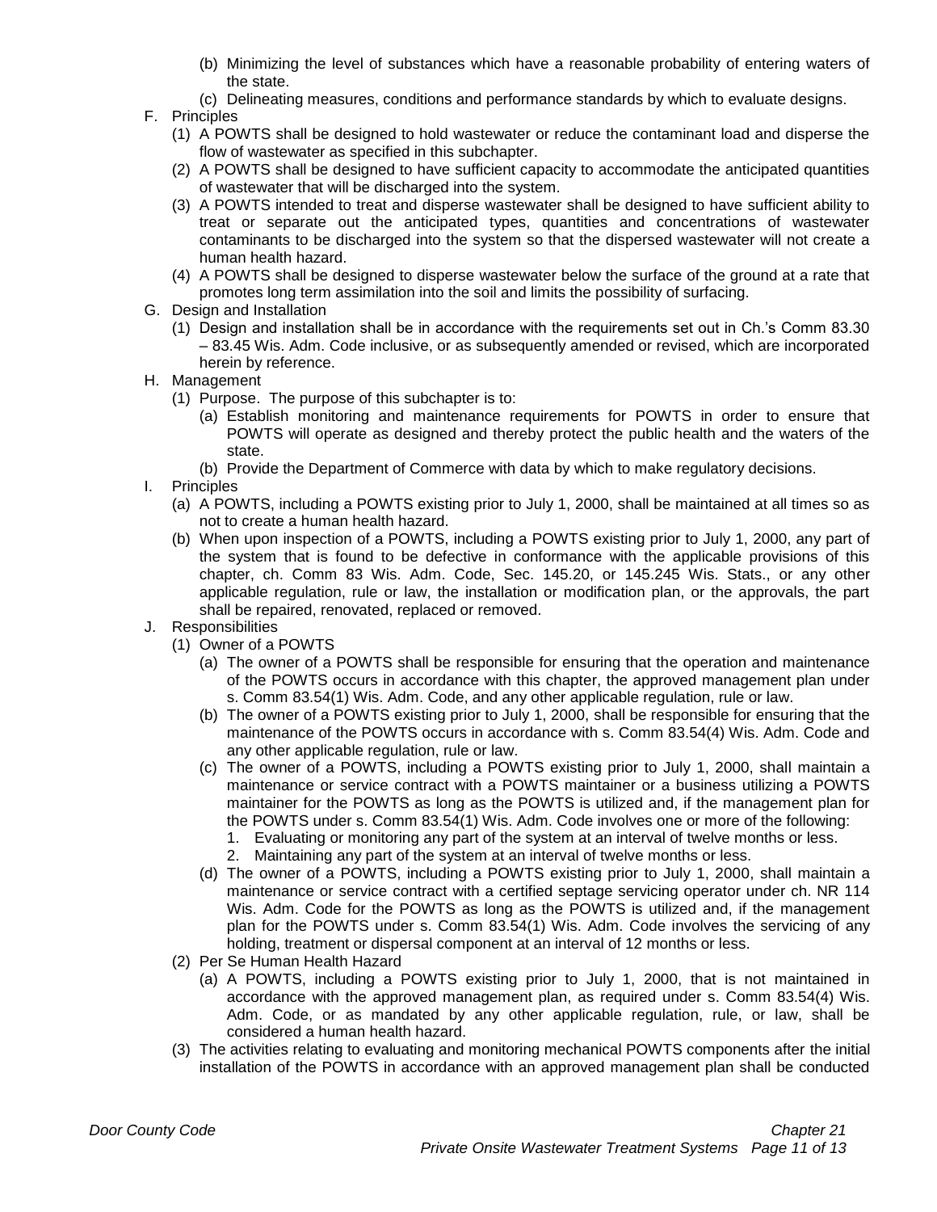(b) Minimizing the level of substances which have a reasonable probability of entering waters of the state.

(c) Delineating measures, conditions and performance standards by which to evaluate designs.

F. Principles

(1) A POWTS shall be designed to hold wastewater or reduce the contaminant load and disperse the flow of wastewater as specified in this subchapter.

(2) A POWTS shall be designed to have sufficient capacity to accommodate the anticipated quantities of wastewater that will be discharged into the system.

(3) A POWTS intended to treat and disperse wastewater shall be designed to have sufficient ability to treat or separate out the anticipated types, quantities and concentrations of wastewater contaminants to be discharged into the system so that the dispersed wastewater will not create a human health hazard.

(4) A POWTS shall be designed to disperse wastewater below the surface of the ground at a rate that promotes long term assimilation into the soil and limits the possibility of surfacing.

G. Design and Installation

(1) Design and installation shall be in accordance with the requirements set out in Ch.'s Comm 83.30 – 83.45 Wis. Adm. Code inclusive, or as subsequently amended or revised, which are incorporated herein by reference.

H. Management

(1) Purpose. The purpose of this subchapter is to:

(a) Establish monitoring and maintenance requirements for POWTS in order to ensure that POWTS will operate as designed and thereby protect the public health and the waters of the state.

(b) Provide the Department of Commerce with data by which to make regulatory decisions.

I. Principles

(a) A POWTS, including a POWTS existing prior to July 1, 2000, shall be maintained at all times so as not to create a human health hazard.

(b) When upon inspection of a POWTS, including a POWTS existing prior to July 1, 2000, any part of the system that is found to be defective in conformance with the applicable provisions of this chapter, ch. Comm 83 Wis. Adm. Code, Sec. 145.20, or 145.245 Wis. Stats., or any other applicable regulation, rule or law, the installation or modification plan, or the approvals, the part shall be repaired, renovated, replaced or removed.

J. Responsibilities

(1) Owner of a POWTS

(a) The owner of a POWTS shall be responsible for ensuring that the operation and maintenance of the POWTS occurs in accordance with this chapter, the approved management plan under s. Comm 83.54(1) Wis. Adm. Code, and any other applicable regulation, rule or law.

(b) The owner of a POWTS existing prior to July 1, 2000, shall be responsible for ensuring that the maintenance of the POWTS occurs in accordance with s. Comm 83.54(4) Wis. Adm. Code and any other applicable regulation, rule or law.

(c) The owner of a POWTS, including a POWTS existing prior to July 1, 2000, shall maintain a maintenance or service contract with a POWTS maintainer or a business utilizing a POWTS maintainer for the POWTS as long as the POWTS is utilized and, if the management plan for the POWTS under s. Comm 83.54(1) Wis. Adm. Code involves one or more of the following:

1. Evaluating or monitoring any part of the system at an interval of twelve months or less.
2. Maintaining any part of the system at an interval of twelve months or less.

(d) The owner of a POWTS, including a POWTS existing prior to July 1, 2000, shall maintain a maintenance or service contract with a certified septage servicing operator under ch. NR 114 Wis. Adm. Code for the POWTS as long as the POWTS is utilized and, if the management plan for the POWTS under s. Comm 83.54(1) Wis. Adm. Code involves the servicing of any holding, treatment or dispersal component at an interval of 12 months or less.

(2) Per Se Human Health Hazard

(a) A POWTS, including a POWTS existing prior to July 1, 2000, that is not maintained in accordance with the approved management plan, as required under s. Comm 83.54(4) Wis. Adm. Code, or as mandated by any other applicable regulation, rule, or law, shall be considered a human health hazard.

(3) The activities relating to evaluating and monitoring mechanical POWTS components after the initial installation of the POWTS in accordance with an approved management plan shall be conducted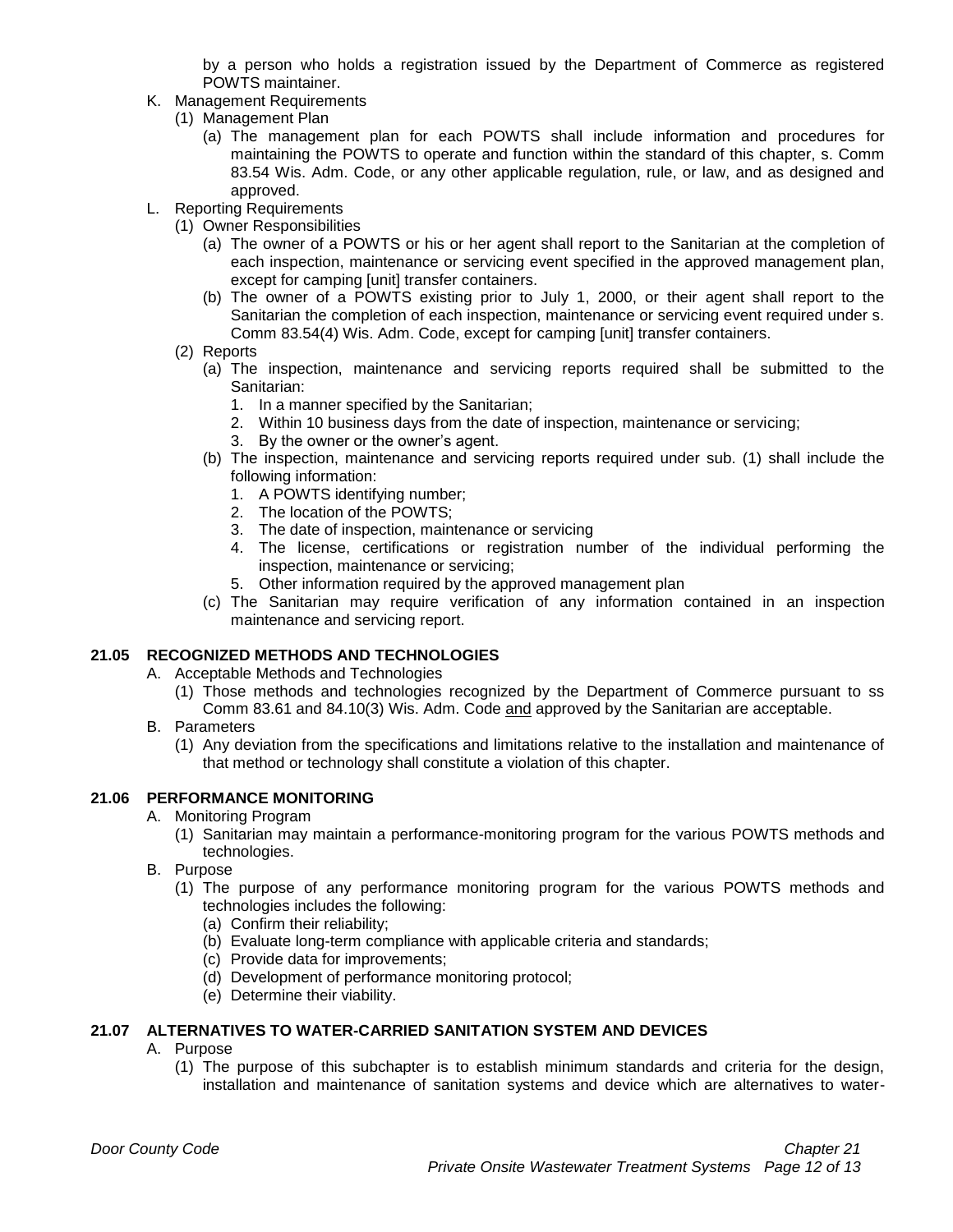by a person who holds a registration issued by the Department of Commerce as registered POWTS maintainer.

K. Management Requirements
   (1) Management Plan
      (a) The management plan for each POWTS shall include information and procedures for maintaining the POWTS to operate and function within the standard of this chapter, s. Comm 83.54 Wis. Adm. Code, or any other applicable regulation, rule, or law, and as designed and approved.

L. Reporting Requirements
   (1) Owner Responsibilities
      (a) The owner of a POWTS or his or her agent shall report to the Sanitarian at the completion of each inspection, maintenance or servicing event specified in the approved management plan, except for camping [unit] transfer containers.
      (b) The owner of a POWTS existing prior to July 1, 2000, or their agent shall report to the Sanitarian the completion of each inspection, maintenance or servicing event required under s. Comm 83.54(4) Wis. Adm. Code, except for camping [unit] transfer containers.
   (2) Reports
      (a) The inspection, maintenance and servicing reports required shall be submitted to the Sanitarian:
         1. In a manner specified by the Sanitarian;
         2. Within 10 business days from the date of inspection, maintenance or servicing;
         3. By the owner or the owner's agent.
      (b) The inspection, maintenance and servicing reports required under sub. (1) shall include the following information:
         1. A POWTS identifying number;
         2. The location of the POWTS;
         3. The date of inspection, maintenance or servicing
         4. The license, certifications or registration number of the individual performing the inspection, maintenance or servicing;
         5. Other information required by the approved management plan
      (c) The Sanitarian may require verification of any information contained in an inspection maintenance and servicing report.

**21.05 RECOGNIZED METHODS AND TECHNOLOGIES**

A. Acceptable Methods and Technologies
   (1) Those methods and technologies recognized by the Department of Commerce pursuant to ss Comm 83.61 and 84.10(3) Wis. Adm. Code <u>and</u> approved by the Sanitarian are acceptable.

B. Parameters
   (1) Any deviation from the specifications and limitations relative to the installation and maintenance of that method or technology shall constitute a violation of this chapter.

**21.06 PERFORMANCE MONITORING**

A. Monitoring Program
   (1) Sanitarian may maintain a performance-monitoring program for the various POWTS methods and technologies.

B. Purpose
   (1) The purpose of any performance monitoring program for the various POWTS methods and technologies includes the following:
      (a) Confirm their reliability;
      (b) Evaluate long-term compliance with applicable criteria and standards;
      (c) Provide data for improvements;
      (d) Development of performance monitoring protocol;
      (e) Determine their viability.

**21.07 ALTERNATIVES TO WATER-CARRIED SANITATION SYSTEM AND DEVICES**

A. Purpose
   (1) The purpose of this subchapter is to establish minimum standards and criteria for the design, installation and maintenance of sanitation systems and device which are alternatives to water-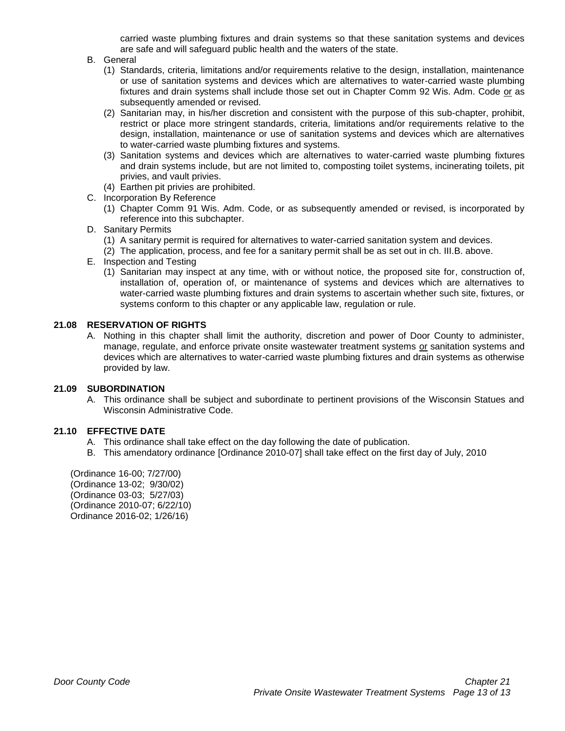carried waste plumbing fixtures and drain systems so that these sanitation systems and devices are safe and will safeguard public health and the waters of the state.

B. General
   (1) Standards, criteria, limitations and/or requirements relative to the design, installation, maintenance or use of sanitation systems and devices which are alternatives to water-carried waste plumbing fixtures and drain systems shall include those set out in Chapter Comm 92 Wis. Adm. Code <u>or</u> as subsequently amended or revised.
   (2) Sanitarian may, in his/her discretion and consistent with the purpose of this sub-chapter, prohibit, restrict or place more stringent standards, criteria, limitations and/or requirements relative to the design, installation, maintenance or use of sanitation systems and devices which are alternatives to water-carried waste plumbing fixtures and systems.
   (3) Sanitation systems and devices which are alternatives to water-carried waste plumbing fixtures and drain systems include, but are not limited to, composting toilet systems, incinerating toilets, pit privies, and vault privies.
   (4) Earthen pit privies are prohibited.

C. Incorporation By Reference
   (1) Chapter Comm 91 Wis. Adm. Code, or as subsequently amended or revised, is incorporated by reference into this subchapter.

D. Sanitary Permits
   (1) A sanitary permit is required for alternatives to water-carried sanitation system and devices.
   (2) The application, process, and fee for a sanitary permit shall be as set out in ch. III.B. above.

E. Inspection and Testing
   (1) Sanitarian may inspect at any time, with or without notice, the proposed site for, construction of, installation of, operation of, or maintenance of systems and devices which are alternatives to water-carried waste plumbing fixtures and drain systems to ascertain whether such site, fixtures, or systems conform to this chapter or any applicable law, regulation or rule.

### 21.08 RESERVATION OF RIGHTS

A. Nothing in this chapter shall limit the authority, discretion and power of Door County to administer, manage, regulate, and enforce private onsite wastewater treatment systems <u>or</u> sanitation systems and devices which are alternatives to water-carried waste plumbing fixtures and drain systems as otherwise provided by law.

### 21.09 SUBORDINATION

A. This ordinance shall be subject and subordinate to pertinent provisions of the Wisconsin Statues and Wisconsin Administrative Code.

### 21.10 EFFECTIVE DATE

A. This ordinance shall take effect on the day following the date of publication.
B. This amendatory ordinance [Ordinance 2010-07] shall take effect on the first day of July, 2010

(Ordinance 16-00; 7/27/00)
(Ordinance 13-02; 9/30/02)
(Ordinance 03-03; 5/27/03)
(Ordinance 2010-07; 6/22/10)
Ordinance 2016-02; 1/26/16)